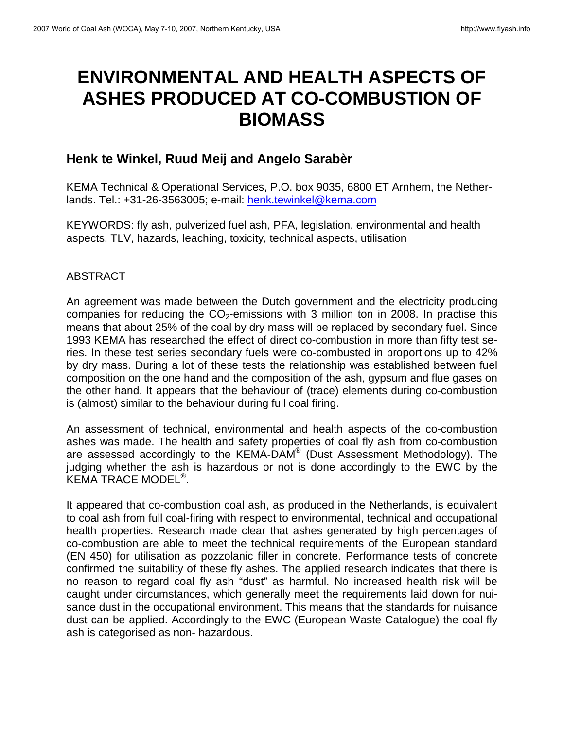# ENVIRONMENTAL AND HEALTH ASPECTS OF ASHES PRODUCED AT CO-COMBUSTION OF BIOMASS

## Henk te Winkel, Ruud Meij and Angelo Sarabèr

KEMA Technical & Operational Services, P.O. box 9035, 6800 ET Arnhem, the Netherlands. Tel.: +31-26-3563005; e-mail: henk.tewinkel@kema.com

KEYWORDS: fly ash, pulverized fuel ash, PFA, legislation, environmental and health aspects, TLV, hazards, leaching, toxicity, technical aspects, utilisation

ABSTRACT

An agreement was made between the Dutch government and the electricity producing companies for reducing the $CO_2$-emissions with 3 million ton in 2008. In practise this means that about 25% of the coal by dry mass will be replaced by secondary fuel. Since 1993 KEMA has researched the effect of direct co-combustion in more than fifty test series. In these test series secondary fuels were co-combusted in proportions up to 42% by dry mass. During a lot of these tests the relationship was established between fuel composition on the one hand and the composition of the ash, gypsum and flue gases on the other hand. It appears that the behaviour of (trace) elements during co-combustion is (almost) similar to the behaviour during full coal firing.

An assessment of technical, environmental and health aspects of the co-combustion ashes was made. The health and safety properties of coal fly ash from co-combustion are assessed accordingly to the KEMA-DAM® (Dust Assessment Methodology). The judging whether the ash is hazardous or not is done accordingly to the EWC by the KEMA TRACE MODEL®.

It appeared that co-combustion coal ash, as produced in the Netherlands, is equivalent to coal ash from full coal-firing with respect to environmental, technical and occupational health properties. Research made clear that ashes generated by high percentages of co-combustion are able to meet the technical requirements of the European standard (EN 450) for utilisation as pozzolanic filler in concrete. Performance tests of concrete confirmed the suitability of these fly ashes. The applied research indicates that there is no reason to regard coal fly ash "dust" as harmful. No increased health risk will be caught under circumstances, which generally meet the requirements laid down for nuisance dust in the occupational environment. This means that the standards for nuisance dust can be applied. Accordingly to the EWC (European Waste Catalogue) the coal fly ash is categorised as non- hazardous.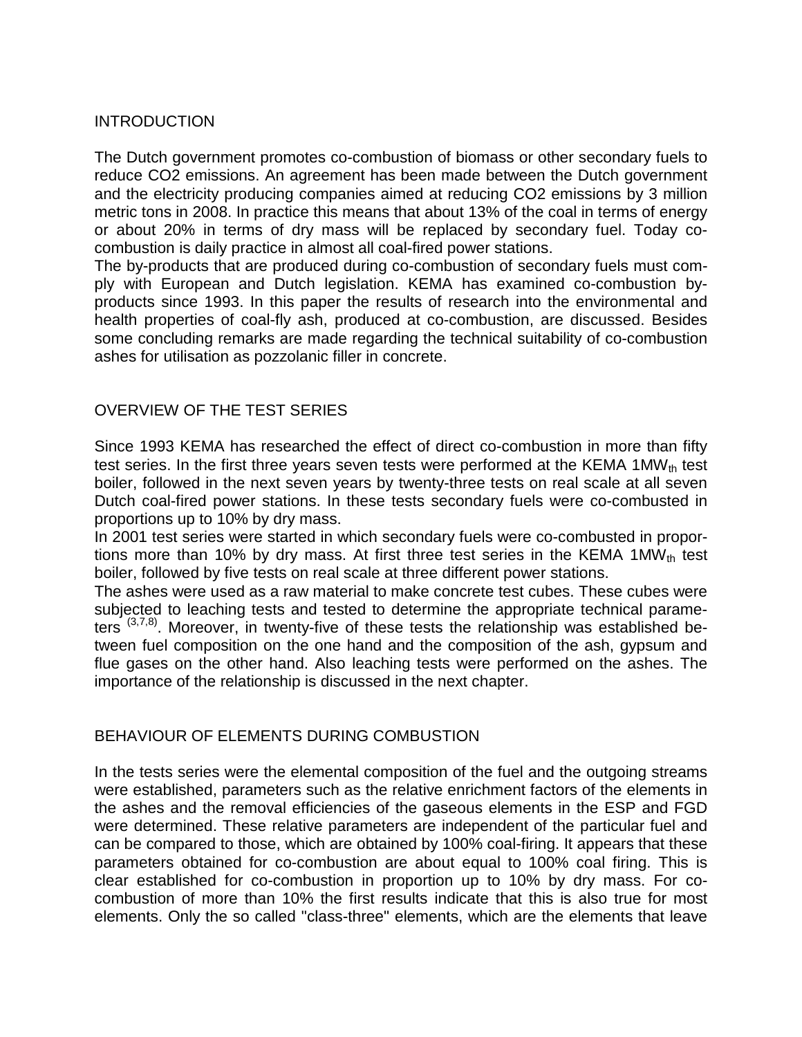## INTRODUCTION

The Dutch government promotes co-combustion of biomass or other secondary fuels to reduce CO2 emissions. An agreement has been made between the Dutch government and the electricity producing companies aimed at reducing CO2 emissions by 3 million metric tons in 2008. In practice this means that about 13% of the coal in terms of energy or about 20% in terms of dry mass will be replaced by secondary fuel. Today co-combustion is daily practice in almost all coal-fired power stations.

The by-products that are produced during co-combustion of secondary fuels must comply with European and Dutch legislation. KEMA has examined co-combustion by-products since 1993. In this paper the results of research into the environmental and health properties of coal-fly ash, produced at co-combustion, are discussed. Besides some concluding remarks are made regarding the technical suitability of co-combustion ashes for utilisation as pozzolanic filler in concrete.

## OVERVIEW OF THE TEST SERIES

Since 1993 KEMA has researched the effect of direct co-combustion in more than fifty test series. In the first three years seven tests were performed at the KEMA $1MW_{th}$ test boiler, followed in the next seven years by twenty-three tests on real scale at all seven Dutch coal-fired power stations. In these tests secondary fuels were co-combusted in proportions up to 10% by dry mass.

In 2001 test series were started in which secondary fuels were co-combusted in proportions more than 10% by dry mass. At first three test series in the KEMA $1MW_{th}$ test boiler, followed by five tests on real scale at three different power stations.

The ashes were used as a raw material to make concrete test cubes. These cubes were subjected to leaching tests and tested to determine the appropriate technical parameters [3,7,8]. Moreover, in twenty-five of these tests the relationship was established between fuel composition on the one hand and the composition of the ash, gypsum and flue gases on the other hand. Also leaching tests were performed on the ashes. The importance of the relationship is discussed in the next chapter.

## BEHAVIOUR OF ELEMENTS DURING COMBUSTION

In the tests series were the elemental composition of the fuel and the outgoing streams were established, parameters such as the relative enrichment factors of the elements in the ashes and the removal efficiencies of the gaseous elements in the ESP and FGD were determined. These relative parameters are independent of the particular fuel and can be compared to those, which are obtained by 100% coal-firing. It appears that these parameters obtained for co-combustion are about equal to 100% coal firing. This is clear established for co-combustion in proportion up to 10% by dry mass. For co-combustion of more than 10% the first results indicate that this is also true for most elements. Only the so called "class-three" elements, which are the elements that leave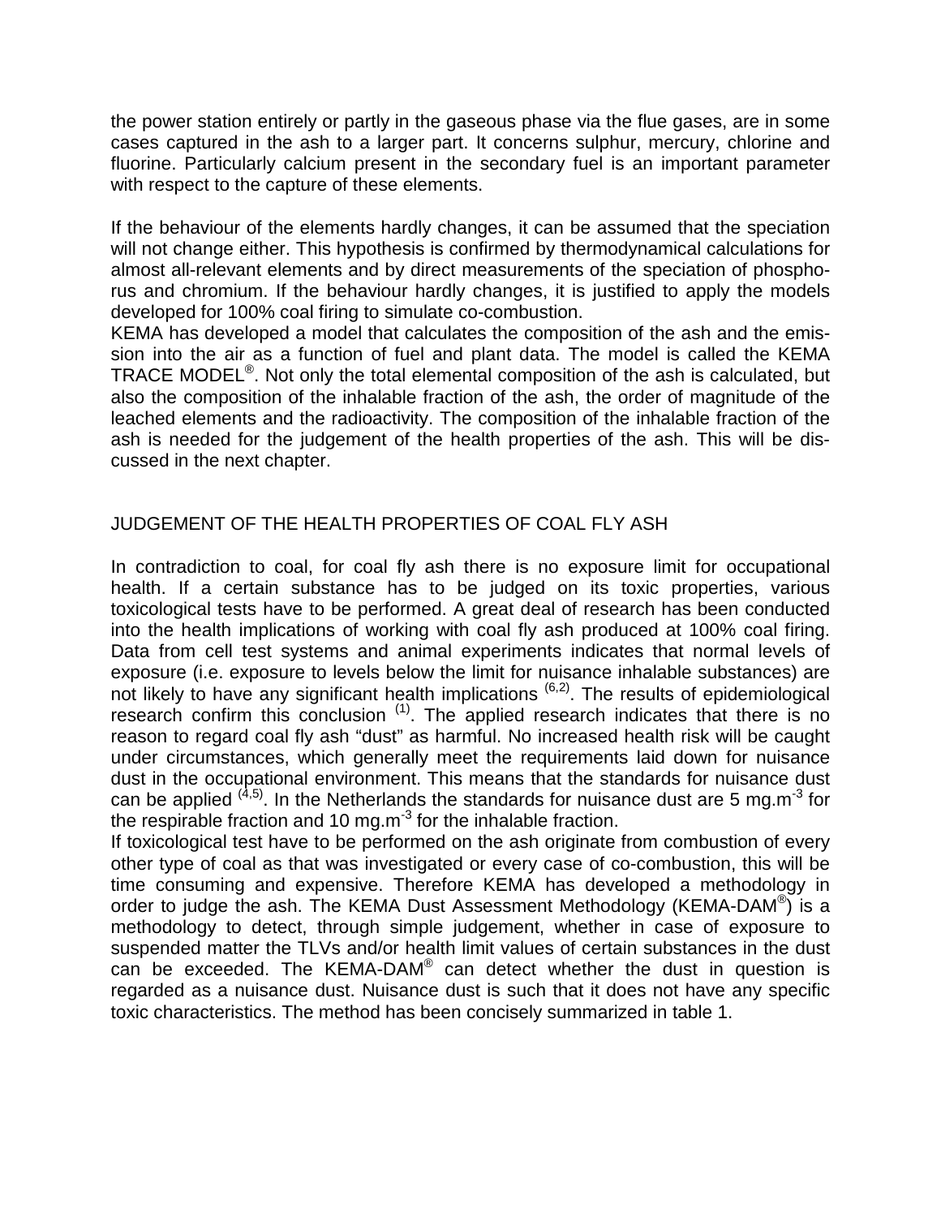the power station entirely or partly in the gaseous phase via the flue gases, are in some cases captured in the ash to a larger part. It concerns sulphur, mercury, chlorine and fluorine. Particularly calcium present in the secondary fuel is an important parameter with respect to the capture of these elements.

If the behaviour of the elements hardly changes, it can be assumed that the speciation will not change either. This hypothesis is confirmed by thermodynamical calculations for almost all-relevant elements and by direct measurements of the speciation of phosphorus and chromium. If the behaviour hardly changes, it is justified to apply the models developed for 100% coal firing to simulate co-combustion.
KEMA has developed a model that calculates the composition of the ash and the emission into the air as a function of fuel and plant data. The model is called the KEMA TRACE MODEL®. Not only the total elemental composition of the ash is calculated, but also the composition of the inhalable fraction of the ash, the order of magnitude of the leached elements and the radioactivity. The composition of the inhalable fraction of the ash is needed for the judgement of the health properties of the ash. This will be discussed in the next chapter.

## JUDGEMENT OF THE HEALTH PROPERTIES OF COAL FLY ASH

In contradiction to coal, for coal fly ash there is no exposure limit for occupational health. If a certain substance has to be judged on its toxic properties, various toxicological tests have to be performed. A great deal of research has been conducted into the health implications of working with coal fly ash produced at 100% coal firing. Data from cell test systems and animal experiments indicates that normal levels of exposure (i.e. exposure to levels below the limit for nuisance inhalable substances) are not likely to have any significant health implications [6,2]. The results of epidemiological research confirm this conclusion [1]. The applied research indicates that there is no reason to regard coal fly ash "dust" as harmful. No increased health risk will be caught under circumstances, which generally meet the requirements laid down for nuisance dust in the occupational environment. This means that the standards for nuisance dust can be applied [4,5]. In the Netherlands the standards for nuisance dust are 5 $mg.m^{-3}$ for the respirable fraction and 10 $mg.m^{-3}$ for the inhalable fraction.
If toxicological test have to be performed on the ash originate from combustion of every other type of coal as that was investigated or every case of co-combustion, this will be time consuming and expensive. Therefore KEMA has developed a methodology in order to judge the ash. The KEMA Dust Assessment Methodology (KEMA-DAM®) is a methodology to detect, through simple judgement, whether in case of exposure to suspended matter the TLVs and/or health limit values of certain substances in the dust can be exceeded. The KEMA-DAM® can detect whether the dust in question is regarded as a nuisance dust. Nuisance dust is such that it does not have any specific toxic characteristics. The method has been concisely summarized in table 1.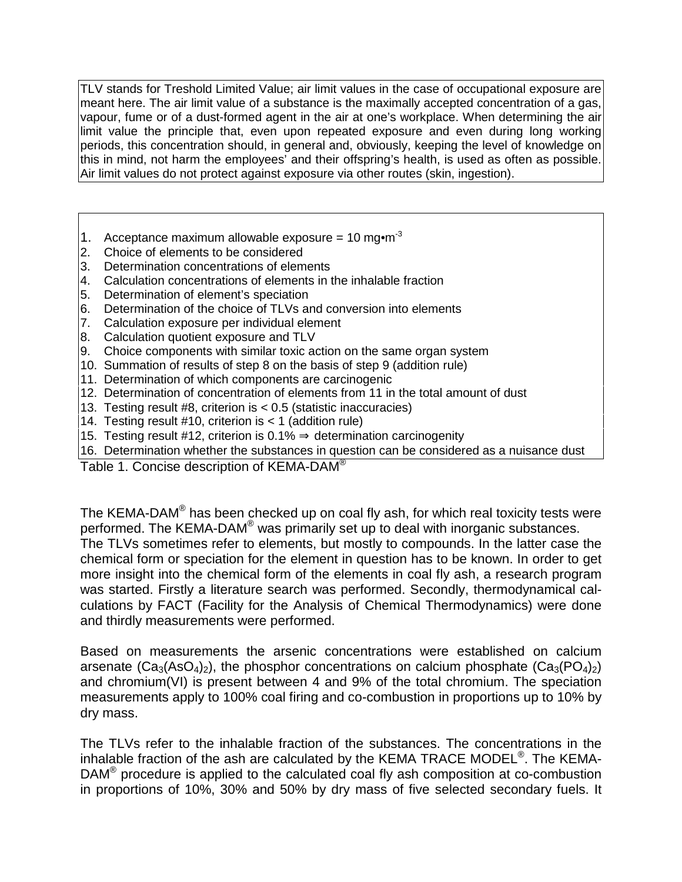TLV stands for Treshold Limited Value; air limit values in the case of occupational exposure are meant here. The air limit value of a substance is the maximally accepted concentration of a gas, vapour, fume or of a dust-formed agent in the air at one's workplace. When determining the air limit value the principle that, even upon repeated exposure and even during long working periods, this concentration should, in general and, obviously, keeping the level of knowledge on this in mind, not harm the employees' and their offspring's health, is used as often as possible. Air limit values do not protect against exposure via other routes (skin, ingestion).

1. Acceptance maximum allowable exposure = 10 mg•m$^{-3}$
2. Choice of elements to be considered
3. Determination concentrations of elements
4. Calculation concentrations of elements in the inhalable fraction
5. Determination of element's speciation
6. Determination of the choice of TLVs and conversion into elements
7. Calculation exposure per individual element
8. Calculation quotient exposure and TLV
9. Choice components with similar toxic action on the same organ system
10. Summation of results of step 8 on the basis of step 9 (addition rule)
11. Determination of which components are carcinogenic
12. Determination of concentration of elements from 11 in the total amount of dust
13. Testing result #8, criterion is < 0.5 (statistic inaccuracies)
14. Testing result #10, criterion is < 1 (addition rule)
15. Testing result #12, criterion is 0.1% ⇒ determination carcinogenity
16. Determination whether the substances in question can be considered as a nuisance dust

Table 1. Concise description of KEMA-DAM®

The KEMA-DAM® has been checked up on coal fly ash, for which real toxicity tests were performed. The KEMA-DAM® was primarily set up to deal with inorganic substances. The TLVs sometimes refer to elements, but mostly to compounds. In the latter case the chemical form or speciation for the element in question has to be known. In order to get more insight into the chemical form of the elements in coal fly ash, a research program was started. Firstly a literature search was performed. Secondly, thermodynamical calculations by FACT (Facility for the Analysis of Chemical Thermodynamics) were done and thirdly measurements were performed.

Based on measurements the arsenic concentrations were established on calcium arsenate ($Ca_3(AsO_4)_2$), the phosphor concentrations on calcium phosphate ($Ca_3(PO_4)_2$) and chromium(VI) is present between 4 and 9% of the total chromium. The speciation measurements apply to 100% coal firing and co-combustion in proportions up to 10% by dry mass.

The TLVs refer to the inhalable fraction of the substances. The concentrations in the inhalable fraction of the ash are calculated by the KEMA TRACE MODEL®. The KEMA-DAM® procedure is applied to the calculated coal fly ash composition at co-combustion in proportions of 10%, 30% and 50% by dry mass of five selected secondary fuels. It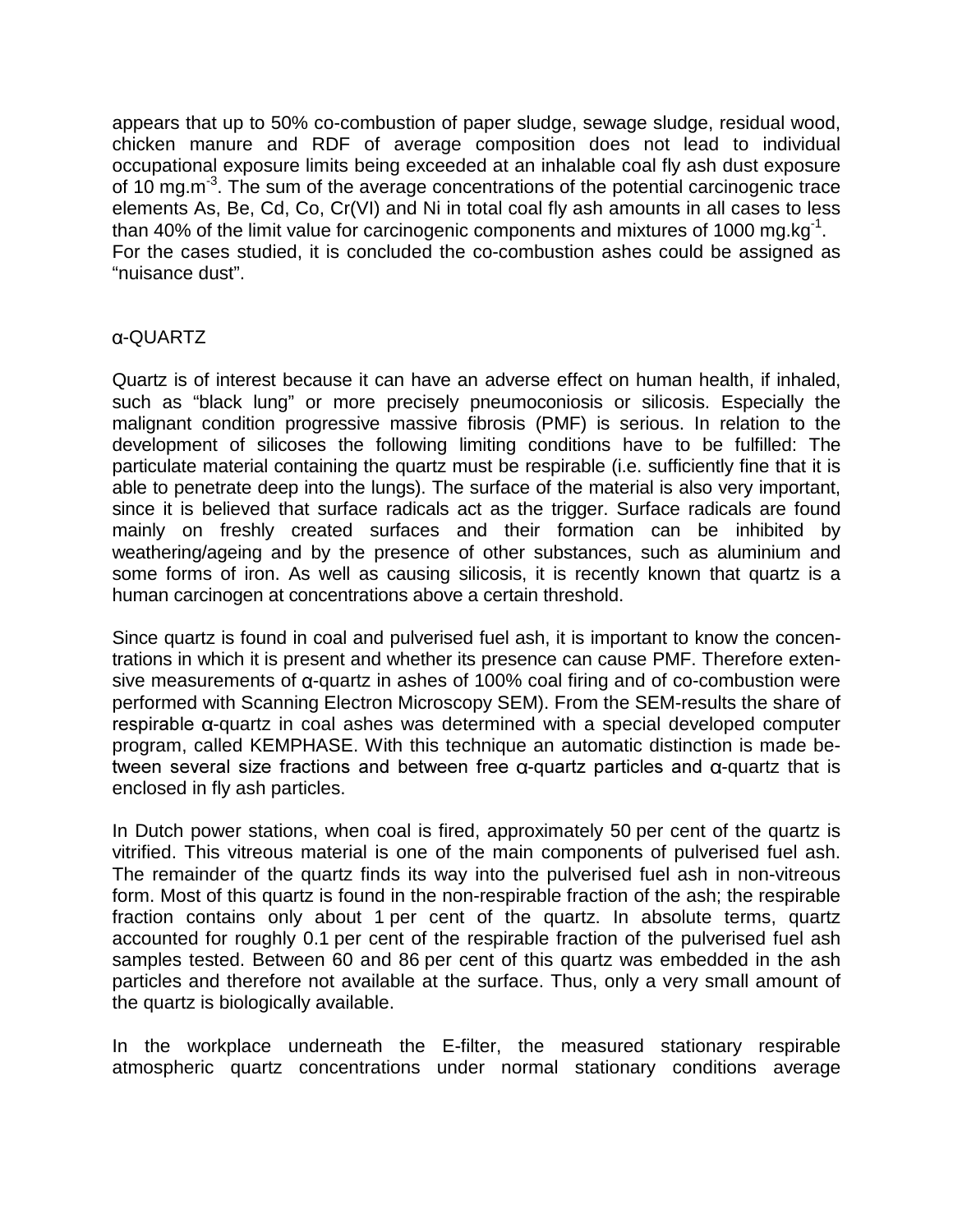appears that up to 50% co-combustion of paper sludge, sewage sludge, residual wood, chicken manure and RDF of average composition does not lead to individual occupational exposure limits being exceeded at an inhalable coal fly ash dust exposure of 10 $mg.m^{-3}$. The sum of the average concentrations of the potential carcinogenic trace elements As, Be, Cd, Co, Cr(VI) and Ni in total coal fly ash amounts in all cases to less than 40% of the limit value for carcinogenic components and mixtures of 1000 $mg.kg^{-1}$. For the cases studied, it is concluded the co-combustion ashes could be assigned as "nuisance dust".

## α-QUARTZ

Quartz is of interest because it can have an adverse effect on human health, if inhaled, such as "black lung" or more precisely pneumoconiosis or silicosis. Especially the malignant condition progressive massive fibrosis (PMF) is serious. In relation to the development of silicoses the following limiting conditions have to be fulfilled: The particulate material containing the quartz must be respirable (i.e. sufficiently fine that it is able to penetrate deep into the lungs). The surface of the material is also very important, since it is believed that surface radicals act as the trigger. Surface radicals are found mainly on freshly created surfaces and their formation can be inhibited by weathering/ageing and by the presence of other substances, such as aluminium and some forms of iron. As well as causing silicosis, it is recently known that quartz is a human carcinogen at concentrations above a certain threshold.

Since quartz is found in coal and pulverised fuel ash, it is important to know the concentrations in which it is present and whether its presence can cause PMF. Therefore extensive measurements of α-quartz in ashes of 100% coal firing and of co-combustion were performed with Scanning Electron Microscopy SEM). From the SEM-results the share of respirable α-quartz in coal ashes was determined with a special developed computer program, called KEMPHASE. With this technique an automatic distinction is made between several size fractions and between free α-quartz particles and α-quartz that is enclosed in fly ash particles.

In Dutch power stations, when coal is fired, approximately 50 per cent of the quartz is vitrified. This vitreous material is one of the main components of pulverised fuel ash. The remainder of the quartz finds its way into the pulverised fuel ash in non-vitreous form. Most of this quartz is found in the non-respirable fraction of the ash; the respirable fraction contains only about 1 per cent of the quartz. In absolute terms, quartz accounted for roughly 0.1 per cent of the respirable fraction of the pulverised fuel ash samples tested. Between 60 and 86 per cent of this quartz was embedded in the ash particles and therefore not available at the surface. Thus, only a very small amount of the quartz is biologically available.

In the workplace underneath the E-filter, the measured stationary respirable atmospheric quartz concentrations under normal stationary conditions average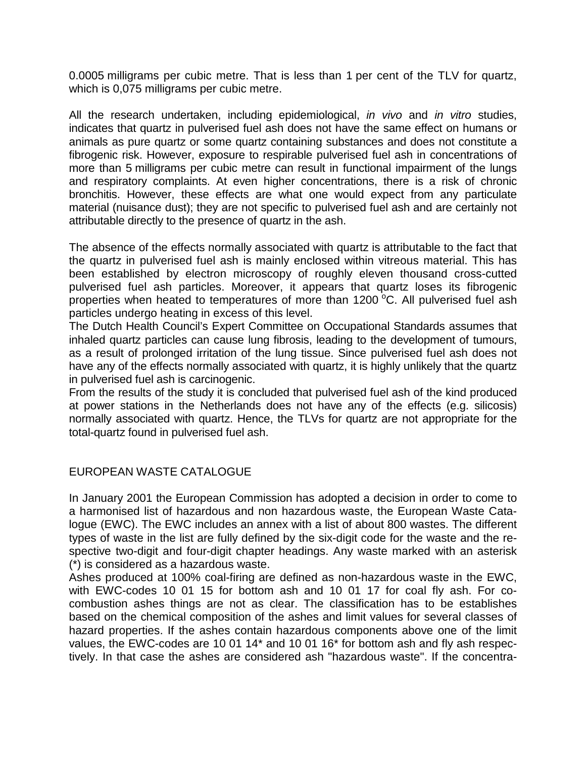0.0005 milligrams per cubic metre. That is less than 1 per cent of the TLV for quartz, which is 0,075 milligrams per cubic metre.

All the research undertaken, including epidemiological, *in vivo* and *in vitro* studies, indicates that quartz in pulverised fuel ash does not have the same effect on humans or animals as pure quartz or some quartz containing substances and does not constitute a fibrogenic risk. However, exposure to respirable pulverised fuel ash in concentrations of more than 5 milligrams per cubic metre can result in functional impairment of the lungs and respiratory complaints. At even higher concentrations, there is a risk of chronic bronchitis. However, these effects are what one would expect from any particulate material (nuisance dust); they are not specific to pulverised fuel ash and are certainly not attributable directly to the presence of quartz in the ash.

The absence of the effects normally associated with quartz is attributable to the fact that the quartz in pulverised fuel ash is mainly enclosed within vitreous material. This has been established by electron microscopy of roughly eleven thousand cross-cutted pulverised fuel ash particles. Moreover, it appears that quartz loses its fibrogenic properties when heated to temperatures of more than 1200 $^{o}$C. All pulverised fuel ash particles undergo heating in excess of this level.

The Dutch Health Council's Expert Committee on Occupational Standards assumes that inhaled quartz particles can cause lung fibrosis, leading to the development of tumours, as a result of prolonged irritation of the lung tissue. Since pulverised fuel ash does not have any of the effects normally associated with quartz, it is highly unlikely that the quartz in pulverised fuel ash is carcinogenic.

From the results of the study it is concluded that pulverised fuel ash of the kind produced at power stations in the Netherlands does not have any of the effects (e.g. silicosis) normally associated with quartz. Hence, the TLVs for quartz are not appropriate for the total-quartz found in pulverised fuel ash.

## EUROPEAN WASTE CATALOGUE

In January 2001 the European Commission has adopted a decision in order to come to a harmonised list of hazardous and non hazardous waste, the European Waste Catalogue (EWC). The EWC includes an annex with a list of about 800 wastes. The different types of waste in the list are fully defined by the six-digit code for the waste and the respective two-digit and four-digit chapter headings. Any waste marked with an asterisk (*) is considered as a hazardous waste.

Ashes produced at 100% coal-firing are defined as non-hazardous waste in the EWC, with EWC-codes 10 01 15 for bottom ash and 10 01 17 for coal fly ash. For co-combustion ashes things are not as clear. The classification has to be establishes based on the chemical composition of the ashes and limit values for several classes of hazard properties. If the ashes contain hazardous components above one of the limit values, the EWC-codes are 10 01 14* and 10 01 16* for bottom ash and fly ash respectively. In that case the ashes are considered ash "hazardous waste". If the concentra-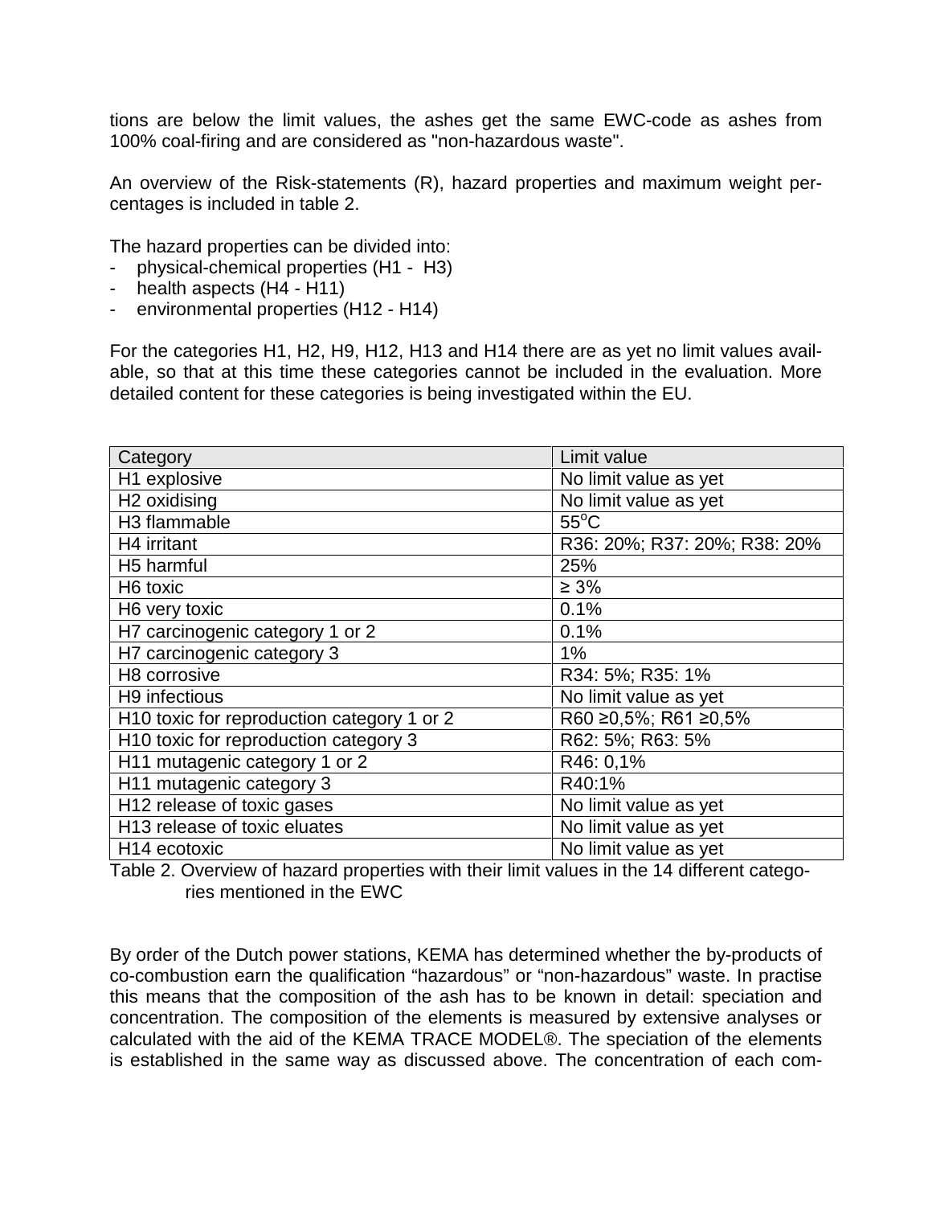tions are below the limit values, the ashes get the same EWC-code as ashes from 100% coal-firing and are considered as "non-hazardous waste".

An overview of the Risk-statements (R), hazard properties and maximum weight percentages is included in table 2.

The hazard properties can be divided into:

- physical-chemical properties (H1 - H3)
- health aspects (H4 - H11)
- environmental properties (H12 - H14)

For the categories H1, H2, H9, H12, H13 and H14 there are as yet no limit values available, so that at this time these categories cannot be included in the evaluation. More detailed content for these categories is being investigated within the EU.

| Category | Limit value |
|---|---|
| H1 explosive | No limit value as yet |
| H2 oxidising | No limit value as yet |
| H3 flammable | 55°C |
| H4 irritant | R36: 20%; R37: 20%; R38: 20% |
| H5 harmful | 25% |
| H6 toxic | ≥ 3% |
| H6 very toxic | 0.1% |
| H7 carcinogenic category 1 or 2 | 0.1% |
| H7 carcinogenic category 3 | 1% |
| H8 corrosive | R34: 5%; R35: 1% |
| H9 infectious | No limit value as yet |
| H10 toxic for reproduction category 1 or 2 | R60 ≥0,5%; R61 ≥0,5% |
| H10 toxic for reproduction category 3 | R62: 5%; R63: 5% |
| H11 mutagenic category 1 or 2 | R46: 0,1% |
| H11 mutagenic category 3 | R40:1% |
| H12 release of toxic gases | No limit value as yet |
| H13 release of toxic eluates | No limit value as yet |
| H14 ecotoxic | No limit value as yet |

Table 2. Overview of hazard properties with their limit values in the 14 different categories mentioned in the EWC

By order of the Dutch power stations, KEMA has determined whether the by-products of co-combustion earn the qualification "hazardous" or "non-hazardous" waste. In practise this means that the composition of the ash has to be known in detail: speciation and concentration. The composition of the elements is measured by extensive analyses or calculated with the aid of the KEMA TRACE MODEL®. The speciation of the elements is established in the same way as discussed above. The concentration of each com-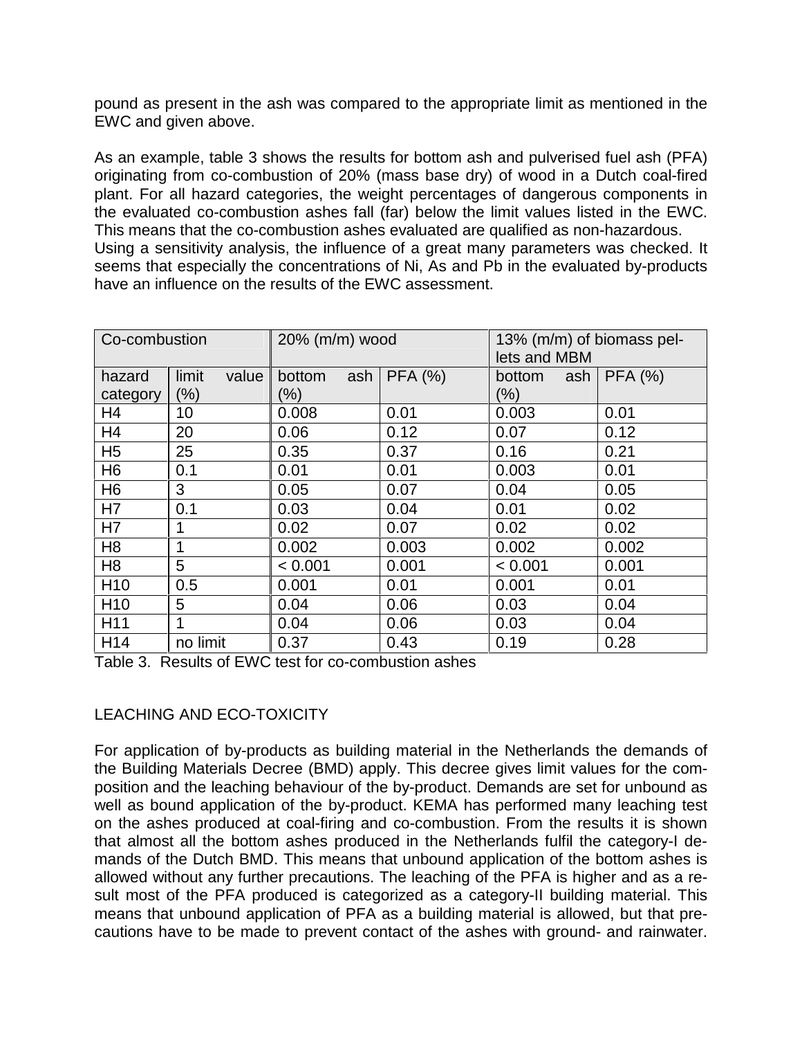pound as present in the ash was compared to the appropriate limit as mentioned in the EWC and given above.

As an example, table 3 shows the results for bottom ash and pulverised fuel ash (PFA) originating from co-combustion of 20% (mass base dry) of wood in a Dutch coal-fired plant. For all hazard categories, the weight percentages of dangerous components in the evaluated co-combustion ashes fall (far) below the limit values listed in the EWC. This means that the co-combustion ashes evaluated are qualified as non-hazardous. Using a sensitivity analysis, the influence of a great many parameters was checked. It seems that especially the concentrations of Ni, As and Pb in the evaluated by-products have an influence on the results of the EWC assessment.

| Co-combustion | | 20% (m/m) wood | | 13% (m/m) of biomass pellets and MBM | |
|---|---|---|---|---|---|
| hazard category | limit value (%) | bottom ash (%) | PFA (%) | bottom ash (%) | PFA (%) |
| H4 | 10 | 0.008 | 0.01 | 0.003 | 0.01 |
| H4 | 20 | 0.06 | 0.12 | 0.07 | 0.12 |
| H5 | 25 | 0.35 | 0.37 | 0.16 | 0.21 |
| H6 | 0.1 | 0.01 | 0.01 | 0.003 | 0.01 |
| H6 | 3 | 0.05 | 0.07 | 0.04 | 0.05 |
| H7 | 0.1 | 0.03 | 0.04 | 0.01 | 0.02 |
| H7 | 1 | 0.02 | 0.07 | 0.02 | 0.02 |
| H8 | 1 | 0.002 | 0.003 | 0.002 | 0.002 |
| H8 | 5 | < 0.001 | 0.001 | < 0.001 | 0.001 |
| H10 | 0.5 | 0.001 | 0.01 | 0.001 | 0.01 |
| H10 | 5 | 0.04 | 0.06 | 0.03 | 0.04 |
| H11 | 1 | 0.04 | 0.06 | 0.03 | 0.04 |
| H14 | no limit | 0.37 | 0.43 | 0.19 | 0.28 |

Table 3. Results of EWC test for co-combustion ashes

## LEACHING AND ECO-TOXICITY

For application of by-products as building material in the Netherlands the demands of the Building Materials Decree (BMD) apply. This decree gives limit values for the composition and the leaching behaviour of the by-product. Demands are set for unbound as well as bound application of the by-product. KEMA has performed many leaching test on the ashes produced at coal-firing and co-combustion. From the results it is shown that almost all the bottom ashes produced in the Netherlands fulfil the category-I demands of the Dutch BMD. This means that unbound application of the bottom ashes is allowed without any further precautions. The leaching of the PFA is higher and as a result most of the PFA produced is categorized as a category-II building material. This means that unbound application of PFA as a building material is allowed, but that precautions have to be made to prevent contact of the ashes with ground- and rainwater.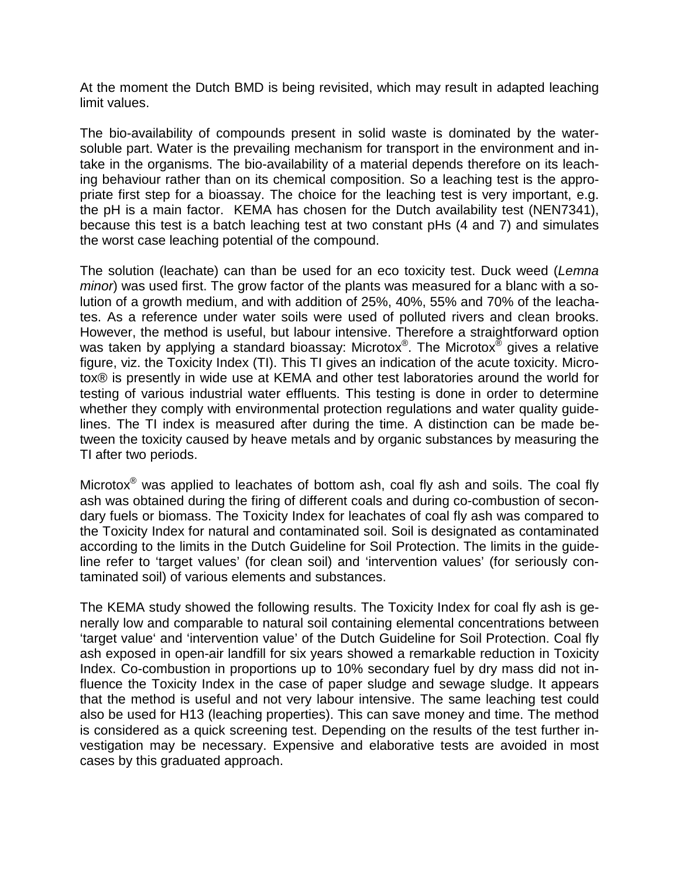At the moment the Dutch BMD is being revisited, which may result in adapted leaching limit values.

The bio-availability of compounds present in solid waste is dominated by the water-soluble part. Water is the prevailing mechanism for transport in the environment and in-take in the organisms. The bio-availability of a material depends therefore on its leaching behaviour rather than on its chemical composition. So a leaching test is the appropriate first step for a bioassay. The choice for the leaching test is very important, e.g. the pH is a main factor. KEMA has chosen for the Dutch availability test (NEN7341), because this test is a batch leaching test at two constant pHs (4 and 7) and simulates the worst case leaching potential of the compound.

The solution (leachate) can than be used for an eco toxicity test. Duck weed (*Lemna minor*) was used first. The grow factor of the plants was measured for a blanc with a solution of a growth medium, and with addition of 25%, 40%, 55% and 70% of the leachates. As a reference under water soils were used of polluted rivers and clean brooks. However, the method is useful, but labour intensive. Therefore a straightforward option was taken by applying a standard bioassay: Microtox®. The Microtox® gives a relative figure, viz. the Toxicity Index (TI). This TI gives an indication of the acute toxicity. Microtox® is presently in wide use at KEMA and other test laboratories around the world for testing of various industrial water effluents. This testing is done in order to determine whether they comply with environmental protection regulations and water quality guidelines. The TI index is measured after during the time. A distinction can be made between the toxicity caused by heave metals and by organic substances by measuring the TI after two periods.

Microtox® was applied to leachates of bottom ash, coal fly ash and soils. The coal fly ash was obtained during the firing of different coals and during co-combustion of secondary fuels or biomass. The Toxicity Index for leachates of coal fly ash was compared to the Toxicity Index for natural and contaminated soil. Soil is designated as contaminated according to the limits in the Dutch Guideline for Soil Protection. The limits in the guideline refer to 'target values' (for clean soil) and 'intervention values' (for seriously contaminated soil) of various elements and substances.

The KEMA study showed the following results. The Toxicity Index for coal fly ash is generally low and comparable to natural soil containing elemental concentrations between 'target value' and 'intervention value' of the Dutch Guideline for Soil Protection. Coal fly ash exposed in open-air landfill for six years showed a remarkable reduction in Toxicity Index. Co-combustion in proportions up to 10% secondary fuel by dry mass did not influence the Toxicity Index in the case of paper sludge and sewage sludge. It appears that the method is useful and not very labour intensive. The same leaching test could also be used for H13 (leaching properties). This can save money and time. The method is considered as a quick screening test. Depending on the results of the test further investigation may be necessary. Expensive and elaborative tests are avoided in most cases by this graduated approach.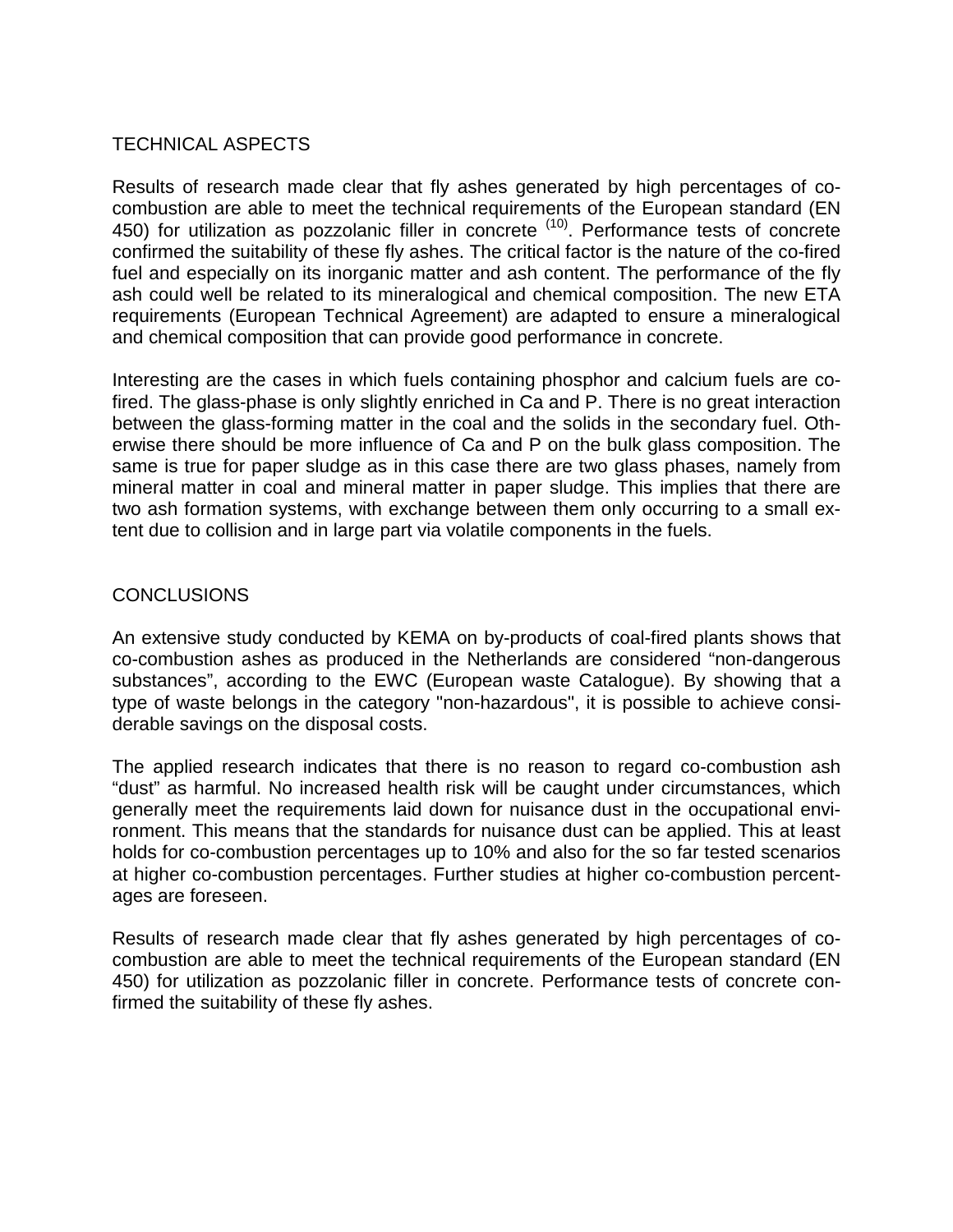## TECHNICAL ASPECTS

Results of research made clear that fly ashes generated by high percentages of co-combustion are able to meet the technical requirements of the European standard (EN 450) for utilization as pozzolanic filler in concrete [(10)]. Performance tests of concrete confirmed the suitability of these fly ashes. The critical factor is the nature of the co-fired fuel and especially on its inorganic matter and ash content. The performance of the fly ash could well be related to its mineralogical and chemical composition. The new ETA requirements (European Technical Agreement) are adapted to ensure a mineralogical and chemical composition that can provide good performance in concrete.

Interesting are the cases in which fuels containing phosphor and calcium fuels are co-fired. The glass-phase is only slightly enriched in Ca and P. There is no great interaction between the glass-forming matter in the coal and the solids in the secondary fuel. Otherwise there should be more influence of Ca and P on the bulk glass composition. The same is true for paper sludge as in this case there are two glass phases, namely from mineral matter in coal and mineral matter in paper sludge. This implies that there are two ash formation systems, with exchange between them only occurring to a small extent due to collision and in large part via volatile components in the fuels.

## CONCLUSIONS

An extensive study conducted by KEMA on by-products of coal-fired plants shows that co-combustion ashes as produced in the Netherlands are considered "non-dangerous substances", according to the EWC (European waste Catalogue). By showing that a type of waste belongs in the category "non-hazardous", it is possible to achieve considerable savings on the disposal costs.

The applied research indicates that there is no reason to regard co-combustion ash "dust" as harmful. No increased health risk will be caught under circumstances, which generally meet the requirements laid down for nuisance dust in the occupational environment. This means that the standards for nuisance dust can be applied. This at least holds for co-combustion percentages up to 10% and also for the so far tested scenarios at higher co-combustion percentages. Further studies at higher co-combustion percentages are foreseen.

Results of research made clear that fly ashes generated by high percentages of co-combustion are able to meet the technical requirements of the European standard (EN 450) for utilization as pozzolanic filler in concrete. Performance tests of concrete confirmed the suitability of these fly ashes.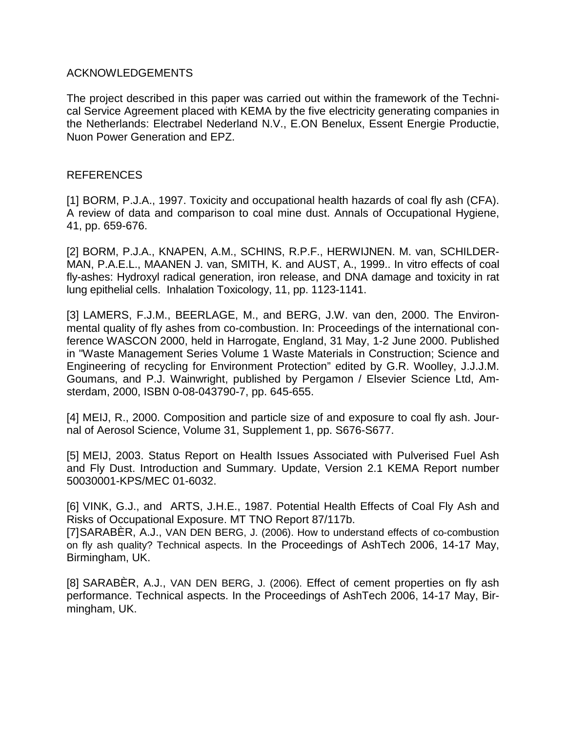## ACKNOWLEDGEMENTS

The project described in this paper was carried out within the framework of the Technical Service Agreement placed with KEMA by the five electricity generating companies in the Netherlands: Electrabel Nederland N.V., E.ON Benelux, Essent Energie Productie, Nuon Power Generation and EPZ.

## REFERENCES

[1] BORM, P.J.A., 1997. Toxicity and occupational health hazards of coal fly ash (CFA). A review of data and comparison to coal mine dust. Annals of Occupational Hygiene, 41, pp. 659-676.

[2] BORM, P.J.A., KNAPEN, A.M., SCHINS, R.P.F., HERWIJNEN. M. van, SCHILDERMAN, P.A.E.L., MAANEN J. van, SMITH, K. and AUST, A., 1999.. In vitro effects of coal fly-ashes: Hydroxyl radical generation, iron release, and DNA damage and toxicity in rat lung epithelial cells. Inhalation Toxicology, 11, pp. 1123-1141.

[3] LAMERS, F.J.M., BEERLAGE, M., and BERG, J.W. van den, 2000. The Environmental quality of fly ashes from co-combustion. In: Proceedings of the international conference WASCON 2000, held in Harrogate, England, 31 May, 1-2 June 2000. Published in "Waste Management Series Volume 1 Waste Materials in Construction; Science and Engineering of recycling for Environment Protection" edited by G.R. Woolley, J.J.J.M. Goumans, and P.J. Wainwright, published by Pergamon / Elsevier Science Ltd, Amsterdam, 2000, ISBN 0-08-043790-7, pp. 645-655.

[4] MEIJ, R., 2000. Composition and particle size of and exposure to coal fly ash. Journal of Aerosol Science, Volume 31, Supplement 1, pp. S676-S677.

[5] MEIJ, 2003. Status Report on Health Issues Associated with Pulverised Fuel Ash and Fly Dust. Introduction and Summary. Update, Version 2.1 KEMA Report number 50030001-KPS/MEC 01-6032.

[6] VINK, G.J., and ARTS, J.H.E., 1987. Potential Health Effects of Coal Fly Ash and Risks of Occupational Exposure. MT TNO Report 87/117b.

[7] SARABÈR, A.J., VAN DEN BERG, J. (2006). How to understand effects of co-combustion on fly ash quality? Technical aspects. In the Proceedings of AshTech 2006, 14-17 May, Birmingham, UK.

[8] SARABÈR, A.J., VAN DEN BERG, J. (2006). Effect of cement properties on fly ash performance. Technical aspects. In the Proceedings of AshTech 2006, 14-17 May, Birmingham, UK.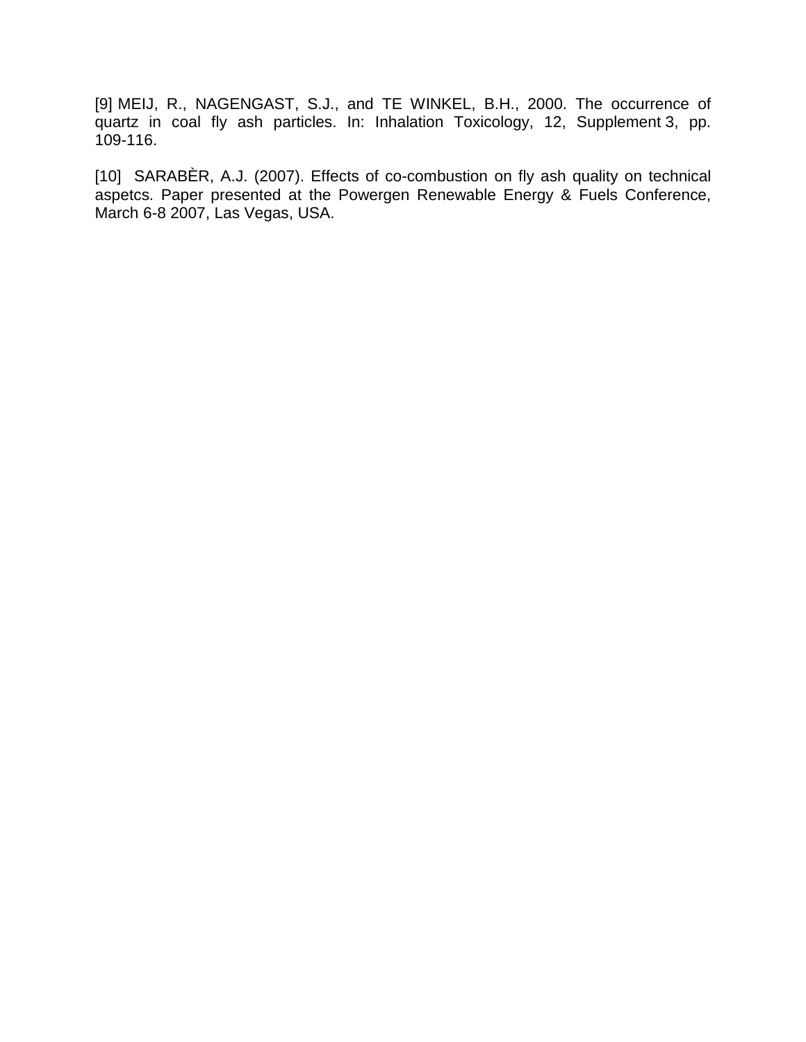[9] MEIJ, R., NAGENGAST, S.J., and TE WINKEL, B.H., 2000. The occurrence of quartz in coal fly ash particles. In: Inhalation Toxicology, 12, Supplement 3, pp. 109-116.

[10] SARABÈR, A.J. (2007). Effects of co-combustion on fly ash quality on technical aspetcs. Paper presented at the Powergen Renewable Energy & Fuels Conference, March 6-8 2007, Las Vegas, USA.